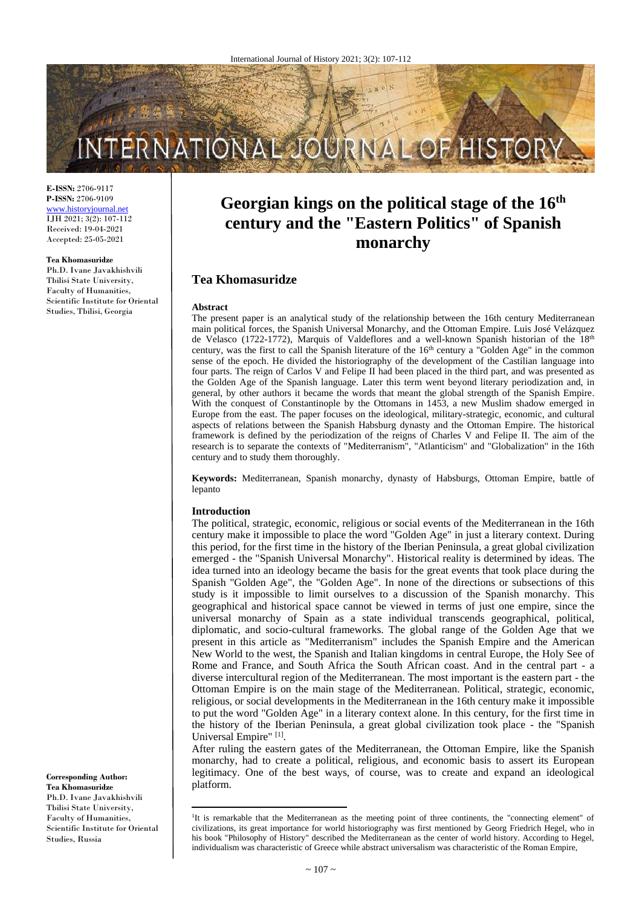**E-ISSN:** 2706-9117
**P-ISSN:** 2706-9109
www.historyjournal.net
IJH 2021; 3(2): 107-112
Received: 19-04-2021
Accepted: 25-05-2021

**Tea Khomasuridze**
Ph.D. Ivane Javakhishvili Tbilisi State University, Faculty of Humanities, Scientific Institute for Oriental Studies, Tbilisi, Georgia

# Georgian kings on the political stage of the 16th century and the "Eastern Politics" of Spanish monarchy

## Tea Khomasuridze

### Abstract

The present paper is an analytical study of the relationship between the 16th century Mediterranean main political forces, the Spanish Universal Monarchy, and the Ottoman Empire. Luis José Velázquez de Velasco (1722-1772), Marquis of Valdeflores and a well-known Spanish historian of the 18th century, was the first to call the Spanish literature of the 16th century a "Golden Age" in the common sense of the epoch. He divided the historiography of the development of the Castilian language into four parts. The reign of Carlos V and Felipe II had been placed in the third part, and was presented as the Golden Age of the Spanish language. Later this term went beyond literary periodization and, in general, by other authors it became the words that meant the global strength of the Spanish Empire. With the conquest of Constantinople by the Ottomans in 1453, a new Muslim shadow emerged in Europe from the east. The paper focuses on the ideological, military-strategic, economic, and cultural aspects of relations between the Spanish Habsburg dynasty and the Ottoman Empire. The historical framework is defined by the periodization of the reigns of Charles V and Felipe II. The aim of the research is to separate the contexts of "Mediterranism", "Atlanticism" and "Globalization" in the 16th century and to study them thoroughly.

**Keywords:** Mediterranean, Spanish monarchy, dynasty of Habsburgs, Ottoman Empire, battle of lepanto

### Introduction

The political, strategic, economic, religious or social events of the Mediterranean in the 16th century make it impossible to place the word "Golden Age" in just a literary context. During this period, for the first time in the history of the Iberian Peninsula, a great global civilization emerged - the "Spanish Universal Monarchy". Historical reality is determined by ideas. The idea turned into an ideology became the basis for the great events that took place during the Spanish "Golden Age", the "Golden Age". In none of the directions or subsections of this study is it impossible to limit ourselves to a discussion of the Spanish monarchy. This geographical and historical space cannot be viewed in terms of just one empire, since the universal monarchy of Spain as a state individual transcends geographical, political, diplomatic, and socio-cultural frameworks. The global range of the Golden Age that we present in this article as "Mediterranism" includes the Spanish Empire and the American New World to the west, the Spanish and Italian kingdoms in central Europe, the Holy See of Rome and France, and South Africa the South African coast. And in the central part - a diverse intercultural region of the Mediterranean. The most important is the eastern part - the Ottoman Empire is on the main stage of the Mediterranean. Political, strategic, economic, religious, or social developments in the Mediterranean in the 16th century make it impossible to put the word "Golden Age" in a literary context alone. In this century, for the first time in the history of the Iberian Peninsula, a great global civilization took place - the "Spanish Universal Empire" [1].

After ruling the eastern gates of the Mediterranean, the Ottoman Empire, like the Spanish monarchy, had to create a political, religious, and economic basis to assert its European legitimacy. One of the best ways, of course, was to create and expand an ideological platform.

**Corresponding Author:**
**Tea Khomasuridze**
Ph.D. Ivane Javakhishvili Tbilisi State University, Faculty of Humanities, Scientific Institute for Oriental Studies, Russia

[1]It is remarkable that the Mediterranean as the meeting point of three continents, the "connecting element" of civilizations, its great importance for world historiography was first mentioned by Georg Friedrich Hegel, who in his book "Philosophy of History" described the Mediterranean as the center of world history. According to Hegel, individualism was characteristic of Greece while abstract universalism was characteristic of the Roman Empire,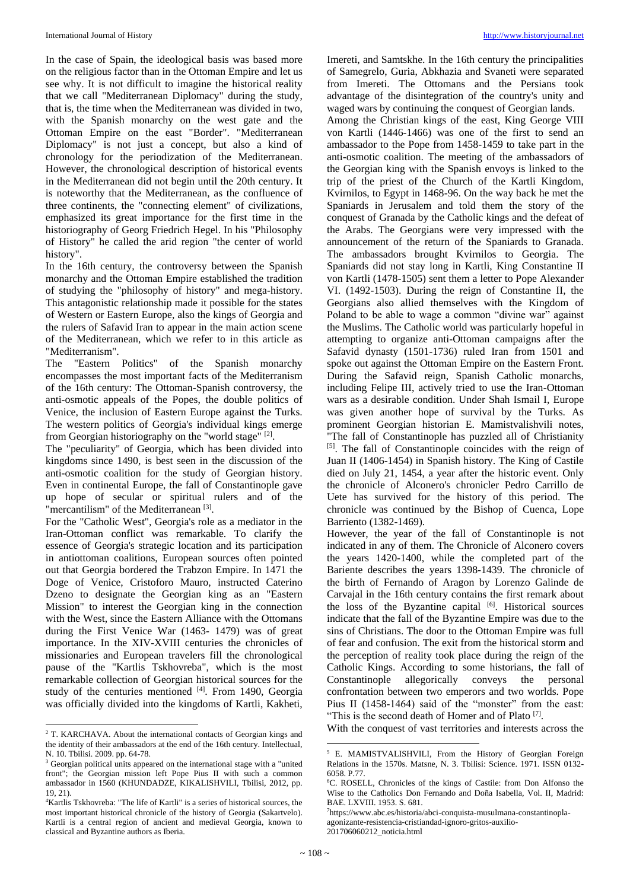In the case of Spain, the ideological basis was based more on the religious factor than in the Ottoman Empire and let us see why. It is not difficult to imagine the historical reality that we call "Mediterranean Diplomacy" during the study, that is, the time when the Mediterranean was divided in two, with the Spanish monarchy on the west gate and the Ottoman Empire on the east "Border". "Mediterranean Diplomacy" is not just a concept, but also a kind of chronology for the periodization of the Mediterranean. However, the chronological description of historical events in the Mediterranean did not begin until the 20th century. It is noteworthy that the Mediterranean, as the confluence of three continents, the "connecting element" of civilizations, emphasized its great importance for the first time in the historiography of Georg Friedrich Hegel. In his "Philosophy of History" he called the arid region "the center of world history".

In the 16th century, the controversy between the Spanish monarchy and the Ottoman Empire established the tradition of studying the "philosophy of history" and mega-history. This antagonistic relationship made it possible for the states of Western or Eastern Europe, also the kings of Georgia and the rulers of Safavid Iran to appear in the main action scene of the Mediterranean, which we refer to in this article as "Mediterranism".

The "Eastern Politics" of the Spanish monarchy encompasses the most important facts of the Mediterranism of the 16th century: The Ottoman-Spanish controversy, the anti-osmotic appeals of the Popes, the double politics of Venice, the inclusion of Eastern Europe against the Turks. The western politics of Georgia's individual kings emerge from Georgian historiography on the "world stage" [2].

The "peculiarity" of Georgia, which has been divided into kingdoms since 1490, is best seen in the discussion of the anti-osmotic coalition for the study of Georgian history. Even in continental Europe, the fall of Constantinople gave up hope of secular or spiritual rulers and of the "mercantilism" of the Mediterranean [3].

For the "Catholic West", Georgia's role as a mediator in the Iran-Ottoman conflict was remarkable. To clarify the essence of Georgia's strategic location and its participation in antiottoman coalitions, European sources often pointed out that Georgia bordered the Trabzon Empire. In 1471 the Doge of Venice, Cristoforo Mauro, instructed Caterino Dzeno to designate the Georgian king as an "Eastern Mission" to interest the Georgian king in the connection with the West, since the Eastern Alliance with the Ottomans during the First Venice War (1463- 1479) was of great importance. In the XIV-XVIII centuries the chronicles of missionaries and European travelers fill the chronological pause of the "Kartlis Tskhovreba", which is the most remarkable collection of Georgian historical sources for the study of the centuries mentioned [4]. From 1490, Georgia was officially divided into the kingdoms of Kartli, Kakheti, Imereti, and Samtskhe. In the 16th century the principalities of Samegrelo, Guria, Abkhazia and Svaneti were separated from Imereti. The Ottomans and the Persians took advantage of the disintegration of the country's unity and waged wars by continuing the conquest of Georgian lands.

Among the Christian kings of the east, King George VIII von Kartli (1446-1466) was one of the first to send an ambassador to the Pope from 1458-1459 to take part in the anti-osmotic coalition. The meeting of the ambassadors of the Georgian king with the Spanish envoys is linked to the trip of the priest of the Church of the Kartli Kingdom, Kvirnilos, to Egypt in 1468-96. On the way back he met the Spaniards in Jerusalem and told them the story of the conquest of Granada by the Catholic kings and the defeat of the Arabs. The Georgians were very impressed with the announcement of the return of the Spaniards to Granada. The ambassadors brought Kvirnilos to Georgia. The Spaniards did not stay long in Kartli, King Constantine II von Kartli (1478-1505) sent them a letter to Pope Alexander VI. (1492-1503). During the reign of Constantine II, the Georgians also allied themselves with the Kingdom of Poland to be able to wage a common "divine war" against the Muslims. The Catholic world was particularly hopeful in attempting to organize anti-Ottoman campaigns after the Safavid dynasty (1501-1736) ruled Iran from 1501 and spoke out against the Ottoman Empire on the Eastern Front. During the Safavid reign, Spanish Catholic monarchs, including Felipe III, actively tried to use the Iran-Ottoman wars as a desirable condition. Under Shah Ismail I, Europe was given another hope of survival by the Turks. As prominent Georgian historian E. Mamistvalishvili notes, "The fall of Constantinople has puzzled all of Christianity [5]. The fall of Constantinople coincides with the reign of Juan II (1406-1454) in Spanish history. The King of Castile died on July 21, 1454, a year after the historic event. Only the chronicle of Alconero's chronicler Pedro Carrillo de Uete has survived for the history of this period. The chronicle was continued by the Bishop of Cuenca, Lope Barriento (1382-1469).

However, the year of the fall of Constantinople is not indicated in any of them. The Chronicle of Alconero covers the years 1420-1400, while the completed part of the Bariente describes the years 1398-1439. The chronicle of the birth of Fernando of Aragon by Lorenzo Galinde de Carvajal in the 16th century contains the first remark about the loss of the Byzantine capital [6]. Historical sources indicate that the fall of the Byzantine Empire was due to the sins of Christians. The door to the Ottoman Empire was full of fear and confusion. The exit from the historical storm and the perception of reality took place during the reign of the Catholic Kings. According to some historians, the fall of Constantinople allegorically conveys the personal confrontation between two emperors and two worlds. Pope Pius II (1458-1464) said of the "monster" from the east: "This is the second death of Homer and of Plato [7].

With the conquest of vast territories and interests across the

---

[2] T. KARCHAVA. About the international contacts of Georgian kings and the identity of their ambassadors at the end of the 16th century. Intellectual, N. 10. Tbilisi. 2009. pp. 64-78.

[3] Georgian political units appeared on the international stage with a "united front"; the Georgian mission left Pope Pius II with such a common ambassador in 1560 (KHUNDADZE, KIKALISHVILI, Tbilisi, 2012, pp. 19, 21).

[4] Kartlis Tskhovreba: "The life of Kartli" is a series of historical sources, the most important historical chronicle of the history of Georgia (Sakartvelo). Kartli is a central region of ancient and medieval Georgia, known to classical and Byzantine authors as Iberia.

[5] E. MAMISTVALISHVILI, From the History of Georgian Foreign Relations in the 1570s. Matsne, N. 3. Tbilisi: Science. 1971. ISSN 0132-6058. P.77.

[6] C. ROSELL, Chronicles of the kings of Castile: from Don Alfonso the Wise to the Catholics Don Fernando and Doña Isabella, Vol. II, Madrid: BAE. LXVIII. 1953. S. 681.

[7] https://www.abc.es/historia/abci-conquista-musulmana-constantinopla-agonizante-resistencia-cristiandad-ignoro-gritos-auxilio-201706060212_noticia.html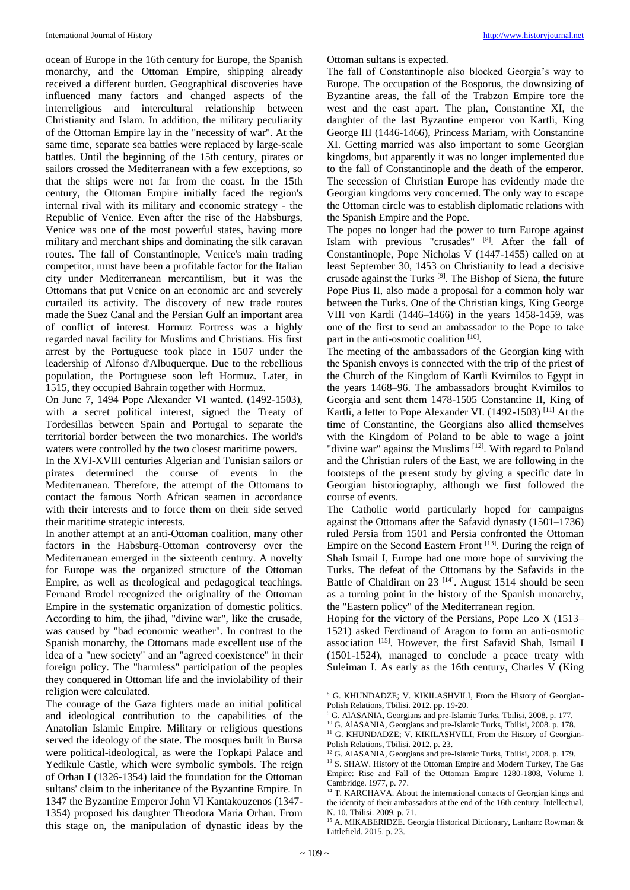ocean of Europe in the 16th century for Europe, the Spanish monarchy, and the Ottoman Empire, shipping already received a different burden. Geographical discoveries have influenced many factors and changed aspects of the interreligious and intercultural relationship between Christianity and Islam. In addition, the military peculiarity of the Ottoman Empire lay in the "necessity of war". At the same time, separate sea battles were replaced by large-scale battles. Until the beginning of the 15th century, pirates or sailors crossed the Mediterranean with a few exceptions, so that the ships were not far from the coast. In the 15th century, the Ottoman Empire initially faced the region's internal rival with its military and economic strategy - the Republic of Venice. Even after the rise of the Habsburgs, Venice was one of the most powerful states, having more military and merchant ships and dominating the silk caravan routes. The fall of Constantinople, Venice's main trading competitor, must have been a profitable factor for the Italian city under Mediterranean mercantilism, but it was the Ottomans that put Venice on an economic arc and severely curtailed its activity. The discovery of new trade routes made the Suez Canal and the Persian Gulf an important area of conflict of interest. Hormuz Fortress was a highly regarded naval facility for Muslims and Christians. His first arrest by the Portuguese took place in 1507 under the leadership of Alfonso d'Albuquerque. Due to the rebellious population, the Portuguese soon left Hormuz. Later, in 1515, they occupied Bahrain together with Hormuz.

On June 7, 1494 Pope Alexander VI wanted. (1492-1503), with a secret political interest, signed the Treaty of Tordesillas between Spain and Portugal to separate the territorial border between the two monarchies. The world's waters were controlled by the two closest maritime powers.

In the XVI-XVIII centuries Algerian and Tunisian sailors or pirates determined the course of events in the Mediterranean. Therefore, the attempt of the Ottomans to contact the famous North African seamen in accordance with their interests and to force them on their side served their maritime strategic interests.

In another attempt at an anti-Ottoman coalition, many other factors in the Habsburg-Ottoman controversy over the Mediterranean emerged in the sixteenth century. A novelty for Europe was the organized structure of the Ottoman Empire, as well as theological and pedagogical teachings. Fernand Brodel recognized the originality of the Ottoman Empire in the systematic organization of domestic politics. According to him, the jihad, "divine war", like the crusade, was caused by "bad economic weather". In contrast to the Spanish monarchy, the Ottomans made excellent use of the idea of a "new society" and an "agreed coexistence" in their foreign policy. The "harmless" participation of the peoples they conquered in Ottoman life and the inviolability of their religion were calculated.

The courage of the Gaza fighters made an initial political and ideological contribution to the capabilities of the Anatolian Islamic Empire. Military or religious questions served the ideology of the state. The mosques built in Bursa were political-ideological, as were the Topkapi Palace and Yedikule Castle, which were symbolic symbols. The reign of Orhan I (1326-1354) laid the foundation for the Ottoman sultans' claim to the inheritance of the Byzantine Empire. In 1347 the Byzantine Emperor John VI Kantakouzenos (1347-1354) proposed his daughter Theodora Maria Orhan. From this stage on, the manipulation of dynastic ideas by the Ottoman sultans is expected.

The fall of Constantinople also blocked Georgia's way to Europe. The occupation of the Bosporus, the downsizing of Byzantine areas, the fall of the Trabzon Empire tore the west and the east apart. The plan, Constantine XI, the daughter of the last Byzantine emperor von Kartli, King George III (1446-1466), Princess Mariam, with Constantine XI. Getting married was also important to some Georgian kingdoms, but apparently it was no longer implemented due to the fall of Constantinople and the death of the emperor. The secession of Christian Europe has evidently made the Georgian kingdoms very concerned. The only way to escape the Ottoman circle was to establish diplomatic relations with the Spanish Empire and the Pope.

The popes no longer had the power to turn Europe against Islam with previous "crusades" [8]. After the fall of Constantinople, Pope Nicholas V (1447-1455) called on at least September 30, 1453 on Christianity to lead a decisive crusade against the Turks [9]. The Bishop of Siena, the future Pope Pius II, also made a proposal for a common holy war between the Turks. One of the Christian kings, King George VIII von Kartli (1446–1466) in the years 1458-1459, was one of the first to send an ambassador to the Pope to take part in the anti-osmotic coalition [10].

The meeting of the ambassadors of the Georgian king with the Spanish envoys is connected with the trip of the priest of the Church of the Kingdom of Kartli Kvirnilos to Egypt in the years 1468–96. The ambassadors brought Kvirnilos to Georgia and sent them 1478-1505 Constantine II, King of Kartli, a letter to Pope Alexander VI. (1492-1503) [11] At the time of Constantine, the Georgians also allied themselves with the Kingdom of Poland to be able to wage a joint "divine war" against the Muslims [12]. With regard to Poland and the Christian rulers of the East, we are following in the footsteps of the present study by giving a specific date in Georgian historiography, although we first followed the course of events.

The Catholic world particularly hoped for campaigns against the Ottomans after the Safavid dynasty (1501–1736) ruled Persia from 1501 and Persia confronted the Ottoman Empire on the Second Eastern Front [13]. During the reign of Shah Ismail I, Europe had one more hope of surviving the Turks. The defeat of the Ottomans by the Safavids in the Battle of Chaldiran on 23 [14]. August 1514 should be seen as a turning point in the history of the Spanish monarchy, the "Eastern policy" of the Mediterranean region.

Hoping for the victory of the Persians, Pope Leo X (1513–1521) asked Ferdinand of Aragon to form an anti-osmotic association [15]. However, the first Safavid Shah, Ismail I (1501-1524), managed to conclude a peace treaty with Suleiman I. As early as the 16th century, Charles V (King

---

[8] G. KHUNDADZE; V. KIKILASHVILI, From the History of Georgian-Polish Relations, Tbilisi. 2012. pp. 19-20.

[9] G. AlASANIA, Georgians and pre-Islamic Turks, Tbilisi, 2008. p. 177.

[10] G. AlASANIA, Georgians and pre-Islamic Turks, Tbilisi, 2008. p. 178.

[11] G. KHUNDADZE; V. KIKILASHVILI, From the History of Georgian-Polish Relations, Tbilisi. 2012. p. 23.

[12] G. AlASANIA, Georgians and pre-Islamic Turks, Tbilisi, 2008. p. 179.

[13] S. SHAW. History of the Ottoman Empire and Modern Turkey, The Gas Empire: Rise and Fall of the Ottoman Empire 1280-1808, Volume I. Cambridge. 1977, p. 77.

[14] T. KARCHAVA. About the international contacts of Georgian kings and the identity of their ambassadors at the end of the 16th century. Intellectual, N. 10. Tbilisi. 2009. p. 71.

[15] A. MIKABERIDZE. Georgia Historical Dictionary, Lanham: Rowman & Littlefield. 2015. p. 23.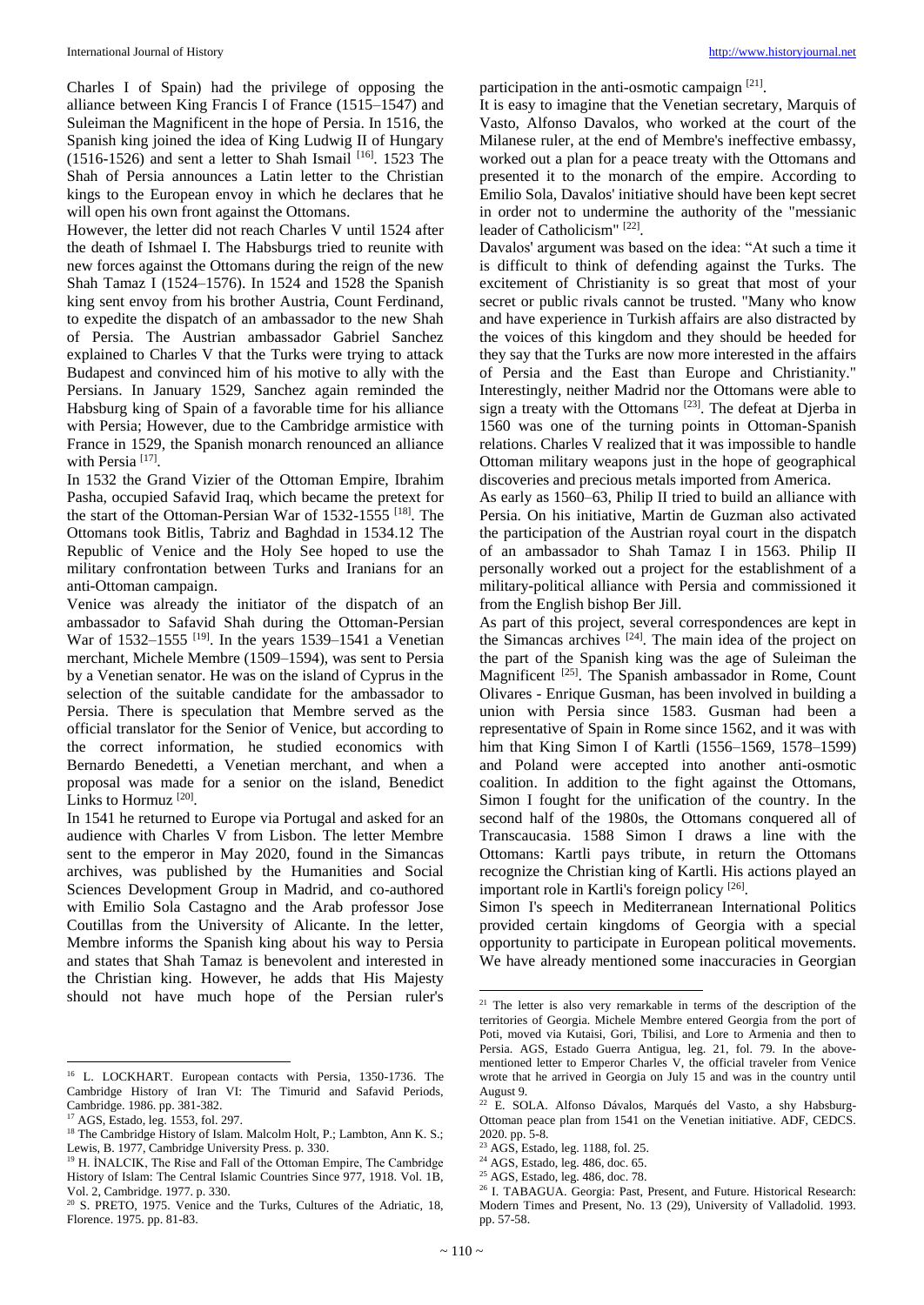Charles I of Spain) had the privilege of opposing the alliance between King Francis I of France (1515–1547) and Suleiman the Magnificent in the hope of Persia. In 1516, the Spanish king joined the idea of King Ludwig II of Hungary (1516-1526) and sent a letter to Shah Ismail [16]. 1523 The Shah of Persia announces a Latin letter to the Christian kings to the European envoy in which he declares that he will open his own front against the Ottomans.

However, the letter did not reach Charles V until 1524 after the death of Ishmael I. The Habsburgs tried to reunite with new forces against the Ottomans during the reign of the new Shah Tamaz I (1524–1576). In 1524 and 1528 the Spanish king sent envoy from his brother Austria, Count Ferdinand, to expedite the dispatch of an ambassador to the new Shah of Persia. The Austrian ambassador Gabriel Sanchez explained to Charles V that the Turks were trying to attack Budapest and convinced him of his motive to ally with the Persians. In January 1529, Sanchez again reminded the Habsburg king of Spain of a favorable time for his alliance with Persia; However, due to the Cambridge armistice with France in 1529, the Spanish monarch renounced an alliance with Persia [17].

In 1532 the Grand Vizier of the Ottoman Empire, Ibrahim Pasha, occupied Safavid Iraq, which became the pretext for the start of the Ottoman-Persian War of 1532-1555 [18]. The Ottomans took Bitlis, Tabriz and Baghdad in 1534.12 The Republic of Venice and the Holy See hoped to use the military confrontation between Turks and Iranians for an anti-Ottoman campaign.

Venice was already the initiator of the dispatch of an ambassador to Safavid Shah during the Ottoman-Persian War of 1532–1555 [19]. In the years 1539–1541 a Venetian merchant, Michele Membre (1509–1594), was sent to Persia by a Venetian senator. He was on the island of Cyprus in the selection of the suitable candidate for the ambassador to Persia. There is speculation that Membre served as the official translator for the Senior of Venice, but according to the correct information, he studied economics with Bernardo Benedetti, a Venetian merchant, and when a proposal was made for a senior on the island, Benedict Links to Hormuz [20].

In 1541 he returned to Europe via Portugal and asked for an audience with Charles V from Lisbon. The letter Membre sent to the emperor in May 2020, found in the Simancas archives, was published by the Humanities and Social Sciences Development Group in Madrid, and co-authored with Emilio Sola Castagno and the Arab professor Jose Coutillas from the University of Alicante. In the letter, Membre informs the Spanish king about his way to Persia and states that Shah Tamaz is benevolent and interested in the Christian king. However, he adds that His Majesty should not have much hope of the Persian ruler's participation in the anti-osmotic campaign [21].

It is easy to imagine that the Venetian secretary, Marquis of Vasto, Alfonso Davalos, who worked at the court of the Milanese ruler, at the end of Membre's ineffective embassy, worked out a plan for a peace treaty with the Ottomans and presented it to the monarch of the empire. According to Emilio Sola, Davalos' initiative should have been kept secret in order not to undermine the authority of the "messianic leader of Catholicism" [22].

Davalos' argument was based on the idea: "At such a time it is difficult to think of defending against the Turks. The excitement of Christianity is so great that most of your secret or public rivals cannot be trusted. "Many who know and have experience in Turkish affairs are also distracted by the voices of this kingdom and they should be heeded for they say that the Turks are now more interested in the affairs of Persia and the East than Europe and Christianity." Interestingly, neither Madrid nor the Ottomans were able to sign a treaty with the Ottomans [23]. The defeat at Djerba in 1560 was one of the turning points in Ottoman-Spanish relations. Charles V realized that it was impossible to handle Ottoman military weapons just in the hope of geographical discoveries and precious metals imported from America.

As early as 1560–63, Philip II tried to build an alliance with Persia. On his initiative, Martin de Guzman also activated the participation of the Austrian royal court in the dispatch of an ambassador to Shah Tamaz I in 1563. Philip II personally worked out a project for the establishment of a military-political alliance with Persia and commissioned it from the English bishop Ber Jill.

As part of this project, several correspondences are kept in the Simancas archives [24]. The main idea of the project on the part of the Spanish king was the age of Suleiman the Magnificent [25]. The Spanish ambassador in Rome, Count Olivares - Enrique Gusman, has been involved in building a union with Persia since 1583. Gusman had been a representative of Spain in Rome since 1562, and it was with him that King Simon I of Kartli (1556–1569, 1578–1599) and Poland were accepted into another anti-osmotic coalition. In addition to the fight against the Ottomans, Simon I fought for the unification of the country. In the second half of the 1980s, the Ottomans conquered all of Transcaucasia. 1588 Simon I draws a line with the Ottomans: Kartli pays tribute, in return the Ottomans recognize the Christian king of Kartli. His actions played an important role in Kartli's foreign policy [26].

Simon I's speech in Mediterranean International Politics provided certain kingdoms of Georgia with a special opportunity to participate in European political movements. We have already mentioned some inaccuracies in Georgian

---

[16] L. LOCKHART. European contacts with Persia, 1350-1736. The Cambridge History of Iran VI: The Timurid and Safavid Periods, Cambridge. 1986. pp. 381-382.

[17] AGS, Estado, leg. 1553, fol. 297.

[18] The Cambridge History of Islam. Malcolm Holt, P.; Lambton, Ann K. S.; Lewis, B. 1977, Cambridge University Press. p. 330.

[19] H. İNALCIK, The Rise and Fall of the Ottoman Empire, The Cambridge History of Islam: The Central Islamic Countries Since 977, 1918. Vol. 1B, Vol. 2, Cambridge. 1977. p. 330.

[20] S. PRETO, 1975. Venice and the Turks, Cultures of the Adriatic, 18, Florence. 1975. pp. 81-83.

[21] The letter is also very remarkable in terms of the description of the territories of Georgia. Michele Membre entered Georgia from the port of Poti, moved via Kutaisi, Gori, Tbilisi, and Lore to Armenia and then to Persia. AGS, Estado Guerra Antigua, leg. 21, fol. 79. In the above-mentioned letter to Emperor Charles V, the official traveler from Venice wrote that he arrived in Georgia on July 15 and was in the country until August 9.

[22] E. SOLA. Alfonso Dávalos, Marqués del Vasto, a shy Habsburg-Ottoman peace plan from 1541 on the Venetian initiative. ADF, CEDCS. 2020. pp. 5-8.

[23] AGS, Estado, leg. 1188, fol. 25.

[24] AGS, Estado, leg. 486, doc. 65.

[25] AGS, Estado, leg. 486, doc. 78.

[26] I. TABAGUA. Georgia: Past, Present, and Future. Historical Research: Modern Times and Present, No. 13 (29), University of Valladolid. 1993. pp. 57-58.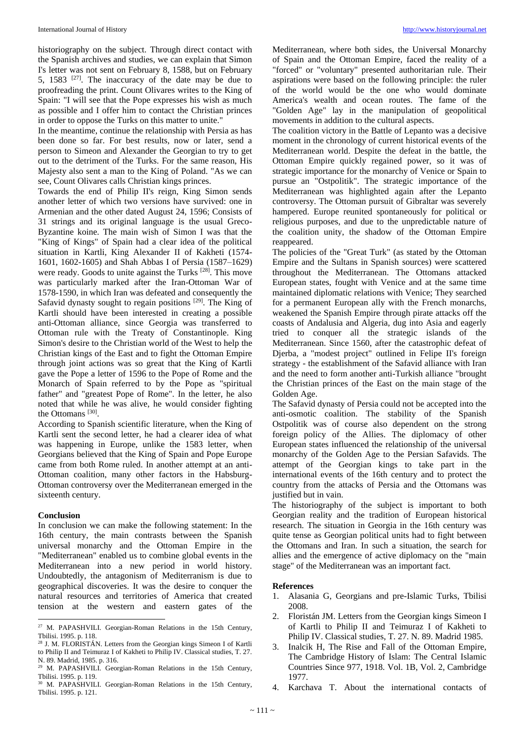historiography on the subject. Through direct contact with the Spanish archives and studies, we can explain that Simon I's letter was not sent on February 8, 1588, but on February 5, 1583 [27]. The inaccuracy of the date may be due to proofreading the print. Count Olivares writes to the King of Spain: "I will see that the Pope expresses his wish as much as possible and I offer him to contact the Christian princes in order to oppose the Turks on this matter to unite."

In the meantime, continue the relationship with Persia as has been done so far. For best results, now or later, send a person to Simeon and Alexander the Georgian to try to get out to the detriment of the Turks. For the same reason, His Majesty also sent a man to the King of Poland. "As we can see, Count Olivares calls Christian kings princes.

Towards the end of Philip II's reign, King Simon sends another letter of which two versions have survived: one in Armenian and the other dated August 24, 1596; Consists of 31 strings and its original language is the usual Greco-Byzantine koine. The main wish of Simon I was that the "King of Kings" of Spain had a clear idea of the political situation in Kartli, King Alexander II of Kakheti (1574-1601, 1602-1605) and Shah Abbas I of Persia (1587–1629) were ready. Goods to unite against the Turks [28]. This move was particularly marked after the Iran-Ottoman War of 1578-1590, in which Iran was defeated and consequently the Safavid dynasty sought to regain positions [29]. The King of Kartli should have been interested in creating a possible anti-Ottoman alliance, since Georgia was transferred to Ottoman rule with the Treaty of Constantinople. King Simon's desire to the Christian world of the West to help the Christian kings of the East and to fight the Ottoman Empire through joint actions was so great that the King of Kartli gave the Pope a letter of 1596 to the Pope of Rome and the Monarch of Spain referred to by the Pope as "spiritual father" and "greatest Pope of Rome". In the letter, he also noted that while he was alive, he would consider fighting the Ottomans [30].

According to Spanish scientific literature, when the King of Kartli sent the second letter, he had a clearer idea of what was happening in Europe, unlike the 1583 letter, when Georgians believed that the King of Spain and Pope Europe came from both Rome ruled. In another attempt at an anti-Ottoman coalition, many other factors in the Habsburg-Ottoman controversy over the Mediterranean emerged in the sixteenth century.

## Conclusion

In conclusion we can make the following statement: In the 16th century, the main contrasts between the Spanish universal monarchy and the Ottoman Empire in the "Mediterranean" enabled us to combine global events in the Mediterranean into a new period in world history. Undoubtedly, the antagonism of Mediterranism is due to geographical discoveries. It was the desire to conquer the natural resources and territories of America that created tension at the western and eastern gates of the Mediterranean, where both sides, the Universal Monarchy of Spain and the Ottoman Empire, faced the reality of a "forced" or "voluntary" presented authoritarian rule. Their aspirations were based on the following principle: the ruler of the world would be the one who would dominate America's wealth and ocean routes. The fame of the "Golden Age" lay in the manipulation of geopolitical movements in addition to the cultural aspects.

The coalition victory in the Battle of Lepanto was a decisive moment in the chronology of current historical events of the Mediterranean world. Despite the defeat in the battle, the Ottoman Empire quickly regained power, so it was of strategic importance for the monarchy of Venice or Spain to pursue an "Ostpolitik". The strategic importance of the Mediterranean was highlighted again after the Lepanto controversy. The Ottoman pursuit of Gibraltar was severely hampered. Europe reunited spontaneously for political or religious purposes, and due to the unpredictable nature of the coalition unity, the shadow of the Ottoman Empire reappeared.

The policies of the "Great Turk" (as stated by the Ottoman Empire and the Sultans in Spanish sources) were scattered throughout the Mediterranean. The Ottomans attacked European states, fought with Venice and at the same time maintained diplomatic relations with Venice; They searched for a permanent European ally with the French monarchs, weakened the Spanish Empire through pirate attacks off the coasts of Andalusia and Algeria, dug into Asia and eagerly tried to conquer all the strategic islands of the Mediterranean. Since 1560, after the catastrophic defeat of Djerba, a "modest project" outlined in Felipe II's foreign strategy - the establishment of the Safavid alliance with Iran and the need to form another anti-Turkish alliance "brought the Christian princes of the East on the main stage of the Golden Age.

The Safavid dynasty of Persia could not be accepted into the anti-osmotic coalition. The stability of the Spanish Ostpolitik was of course also dependent on the strong foreign policy of the Allies. The diplomacy of other European states influenced the relationship of the universal monarchy of the Golden Age to the Persian Safavids. The attempt of the Georgian kings to take part in the international events of the 16th century and to protect the country from the attacks of Persia and the Ottomans was justified but in vain.

The historiography of the subject is important to both Georgian reality and the tradition of European historical research. The situation in Georgia in the 16th century was quite tense as Georgian political units had to fight between the Ottomans and Iran. In such a situation, the search for allies and the emergence of active diplomacy on the "main stage" of the Mediterranean was an important fact.

## References

1. Alasania G, Georgians and pre-Islamic Turks, Tbilisi 2008.
2. Floristán JM. Letters from the Georgian kings Simeon I of Kartli to Philip II and Teimuraz I of Kakheti to Philip IV. Classical studies, T. 27. N. 89. Madrid 1985.
3. Inalcik H, The Rise and Fall of the Ottoman Empire, The Cambridge History of Islam: The Central Islamic Countries Since 977, 1918. Vol. 1B, Vol. 2, Cambridge 1977.
4. Karchava T. About the international contacts of

---

[27] M. PAPASHVILI. Georgian-Roman Relations in the 15th Century, Tbilisi. 1995. p. 118.

[28] J. M. FLORISTÁN. Letters from the Georgian kings Simeon I of Kartli to Philip II and Teimuraz I of Kakheti to Philip IV. Classical studies, T. 27. N. 89. Madrid, 1985. p. 316.

[29] M. PAPASHVILI. Georgian-Roman Relations in the 15th Century, Tbilisi. 1995. p. 119.

[30] M. PAPASHVILI. Georgian-Roman Relations in the 15th Century, Tbilisi. 1995. p. 121.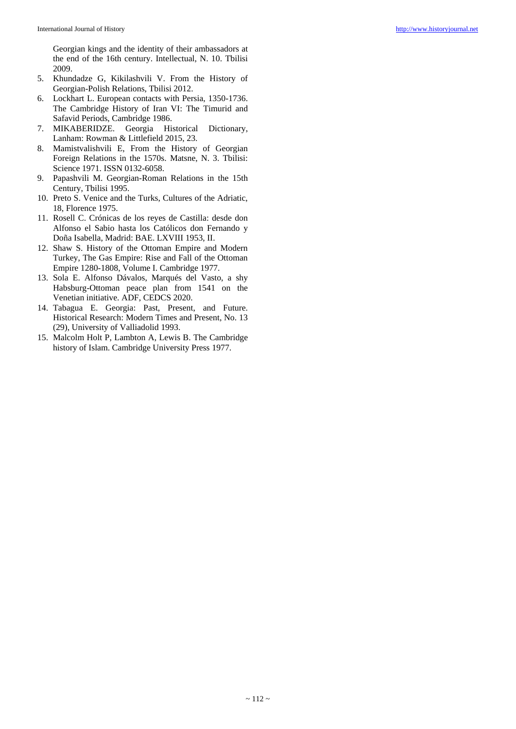Georgian kings and the identity of their ambassadors at the end of the 16th century. Intellectual, N. 10. Tbilisi 2009.

5. Khundadze G, Kikilashvili V. From the History of Georgian-Polish Relations, Tbilisi 2012.
6. Lockhart L. European contacts with Persia, 1350-1736. The Cambridge History of Iran VI: The Timurid and Safavid Periods, Cambridge 1986.
7. MIKABERIDZE. Georgia Historical Dictionary, Lanham: Rowman & Littlefield 2015, 23.
8. Mamistvalishvili E, From the History of Georgian Foreign Relations in the 1570s. Matsne, N. 3. Tbilisi: Science 1971. ISSN 0132-6058.
9. Papashvili M. Georgian-Roman Relations in the 15th Century, Tbilisi 1995.
10. Preto S. Venice and the Turks, Cultures of the Adriatic, 18, Florence 1975.
11. Rosell C. Crónicas de los reyes de Castilla: desde don Alfonso el Sabio hasta los Católicos don Fernando y Doña Isabella, Madrid: BAE. LXVIII 1953, II.
12. Shaw S. History of the Ottoman Empire and Modern Turkey, The Gas Empire: Rise and Fall of the Ottoman Empire 1280-1808, Volume I. Cambridge 1977.
13. Sola E. Alfonso Dávalos, Marqués del Vasto, a shy Habsburg-Ottoman peace plan from 1541 on the Venetian initiative. ADF, CEDCS 2020.
14. Tabagua E. Georgia: Past, Present, and Future. Historical Research: Modern Times and Present, No. 13 (29), University of Valliadolid 1993.
15. Malcolm Holt P, Lambton A, Lewis B. The Cambridge history of Islam. Cambridge University Press 1977.